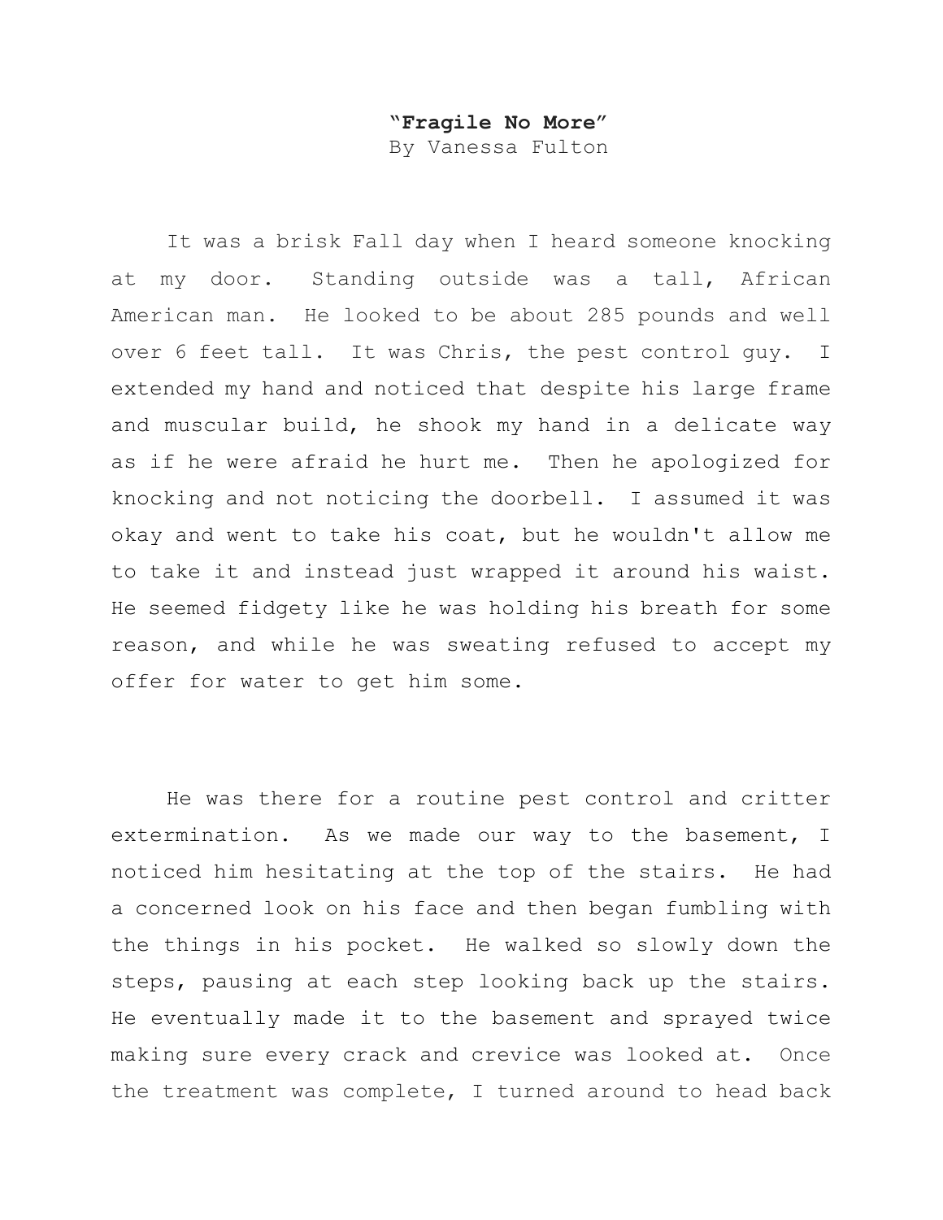# **"Fragile No More"**

By Vanessa Fulton

It was a brisk Fall day when I heard someone knocking at my door. Standing outside was a tall, African American man. He looked to be about 285 pounds and well over 6 feet tall. It was Chris, the pest control guy. I extended my hand and noticed that despite his large frame and muscular build, he shook my hand in a delicate way as if he were afraid he hurt me. Then he apologized for knocking and not noticing the doorbell. I assumed it was okay and went to take his coat, but he wouldn't allow me to take it and instead just wrapped it around his waist. He seemed fidgety like he was holding his breath for some reason, and while he was sweating refused to accept my offer for water to get him some.

He was there for a routine pest control and critter extermination. As we made our way to the basement, I noticed him hesitating at the top of the stairs. He had a concerned look on his face and then began fumbling with the things in his pocket. He walked so slowly down the steps, pausing at each step looking back up the stairs. He eventually made it to the basement and sprayed twice making sure every crack and crevice was looked at. Once the treatment was complete, I turned around to head back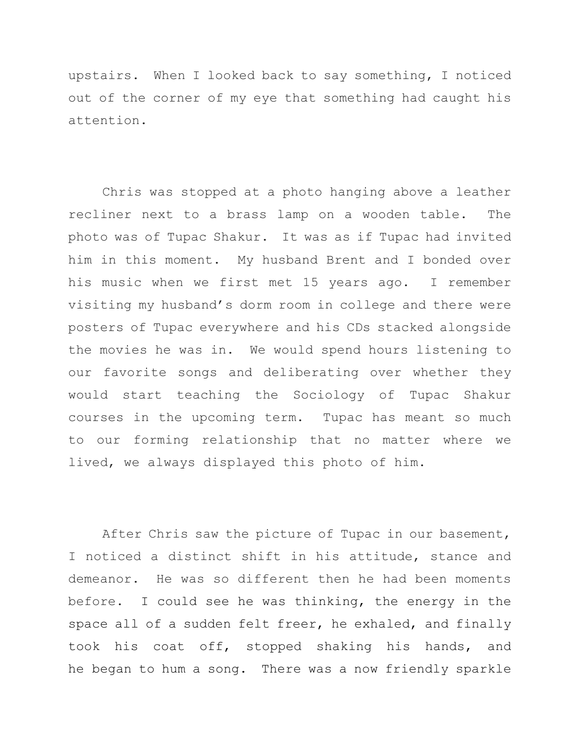upstairs. When I looked back to say something, I noticed out of the corner of my eye that something had caught his attention.

Chris was stopped at a photo hanging above a leather recliner next to a brass lamp on a wooden table. The photo was of Tupac Shakur. It was as if Tupac had invited him in this moment. My husband Brent and I bonded over his music when we first met 15 years ago. I remember visiting my husband's dorm room in college and there were posters of Tupac everywhere and his CDs stacked alongside the movies he was in. We would spend hours listening to our favorite songs and deliberating over whether they would start teaching the Sociology of Tupac Shakur courses in the upcoming term. Tupac has meant so much to our forming relationship that no matter where we lived, we always displayed this photo of him.

After Chris saw the picture of Tupac in our basement, I noticed a distinct shift in his attitude, stance and demeanor. He was so different then he had been moments before. I could see he was thinking, the energy in the space all of a sudden felt freer, he exhaled, and finally took his coat off, stopped shaking his hands, and he began to hum a song. There was a now friendly sparkle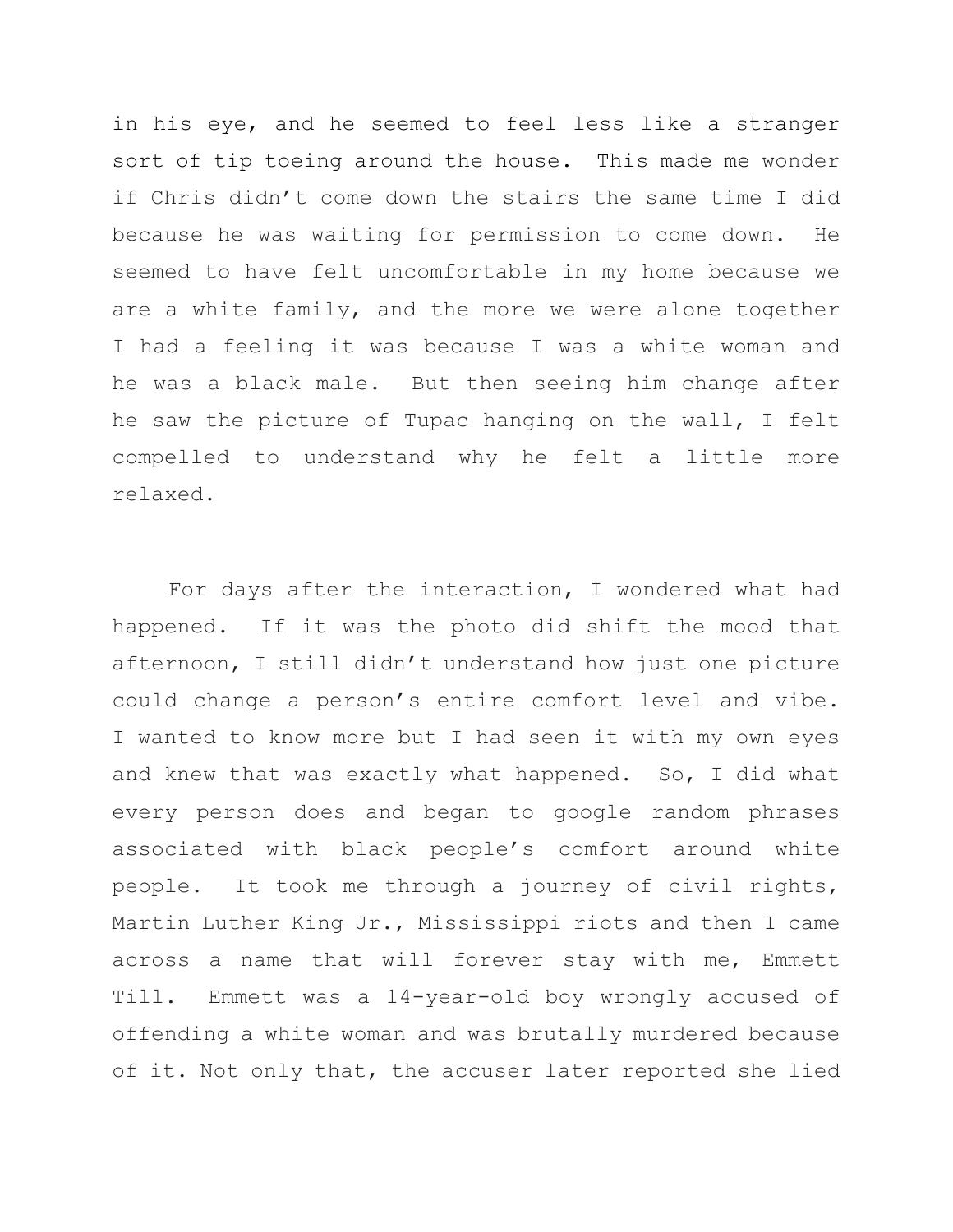in his eye, and he seemed to feel less like a stranger sort of tip toeing around the house. This made me wonder if Chris didn't come down the stairs the same time I did because he was waiting for permission to come down. He seemed to have felt uncomfortable in my home because we are a white family, and the more we were alone together I had a feeling it was because I was a white woman and he was a black male. But then seeing him change after he saw the picture of Tupac hanging on the wall, I felt compelled to understand why he felt a little more relaxed.

For days after the interaction, I wondered what had happened. If it was the photo did shift the mood that afternoon, I still didn't understand how just one picture could change a person's entire comfort level and vibe. I wanted to know more but I had seen it with my own eyes and knew that was exactly what happened. So, I did what every person does and began to google random phrases associated with black people's comfort around white people. It took me through a journey of civil rights, Martin Luther King Jr., Mississippi riots and then I came across a name that will forever stay with me, Emmett Till. Emmett was a 14-year-old boy wrongly accused of offending a white woman and was brutally murdered because of it. Not only that, the accuser later reported she lied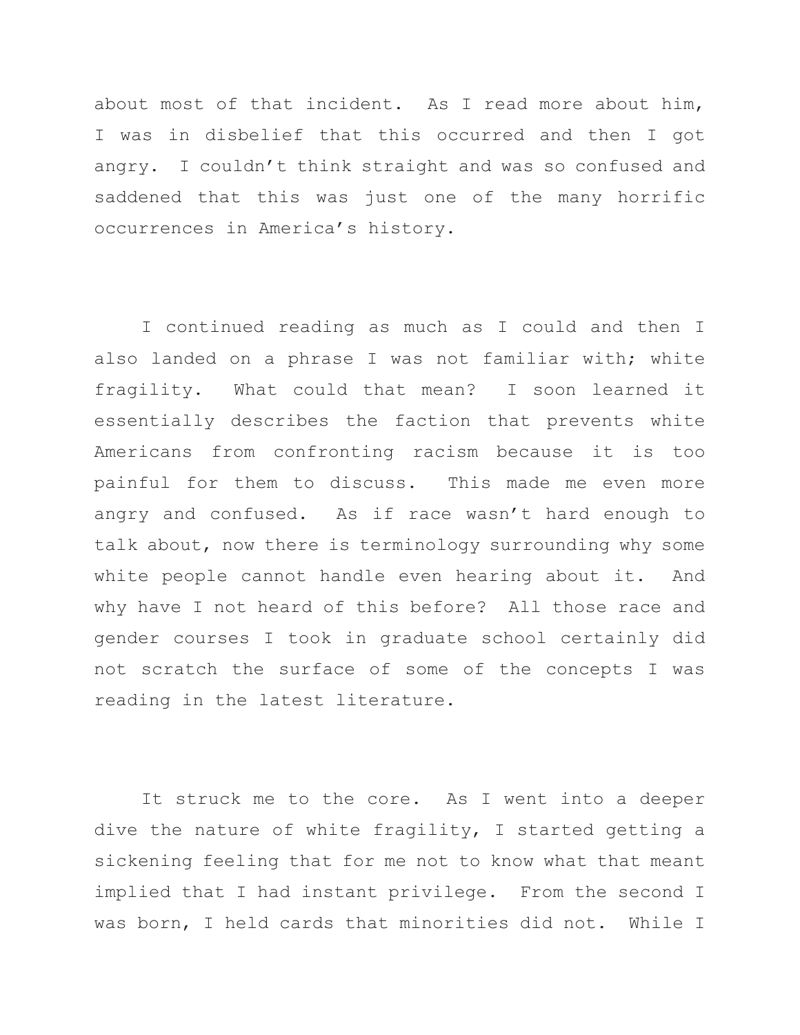about most of that incident. As I read more about him, I was in disbelief that this occurred and then I got angry. I couldn't think straight and was so confused and saddened that this was just one of the many horrific occurrences in America's history.

I continued reading as much as I could and then I also landed on a phrase I was not familiar with; white fragility. What could that mean? I soon learned it essentially describes the faction that prevents white Americans from confronting racism because it is too painful for them to discuss. This made me even more angry and confused. As if race wasn't hard enough to talk about, now there is terminology surrounding why some white people cannot handle even hearing about it. And why have I not heard of this before? All those race and gender courses I took in graduate school certainly did not scratch the surface of some of the concepts I was reading in the latest literature.

It struck me to the core. As I went into a deeper dive the nature of white fragility, I started getting a sickening feeling that for me not to know what that meant implied that I had instant privilege. From the second I was born, I held cards that minorities did not. While I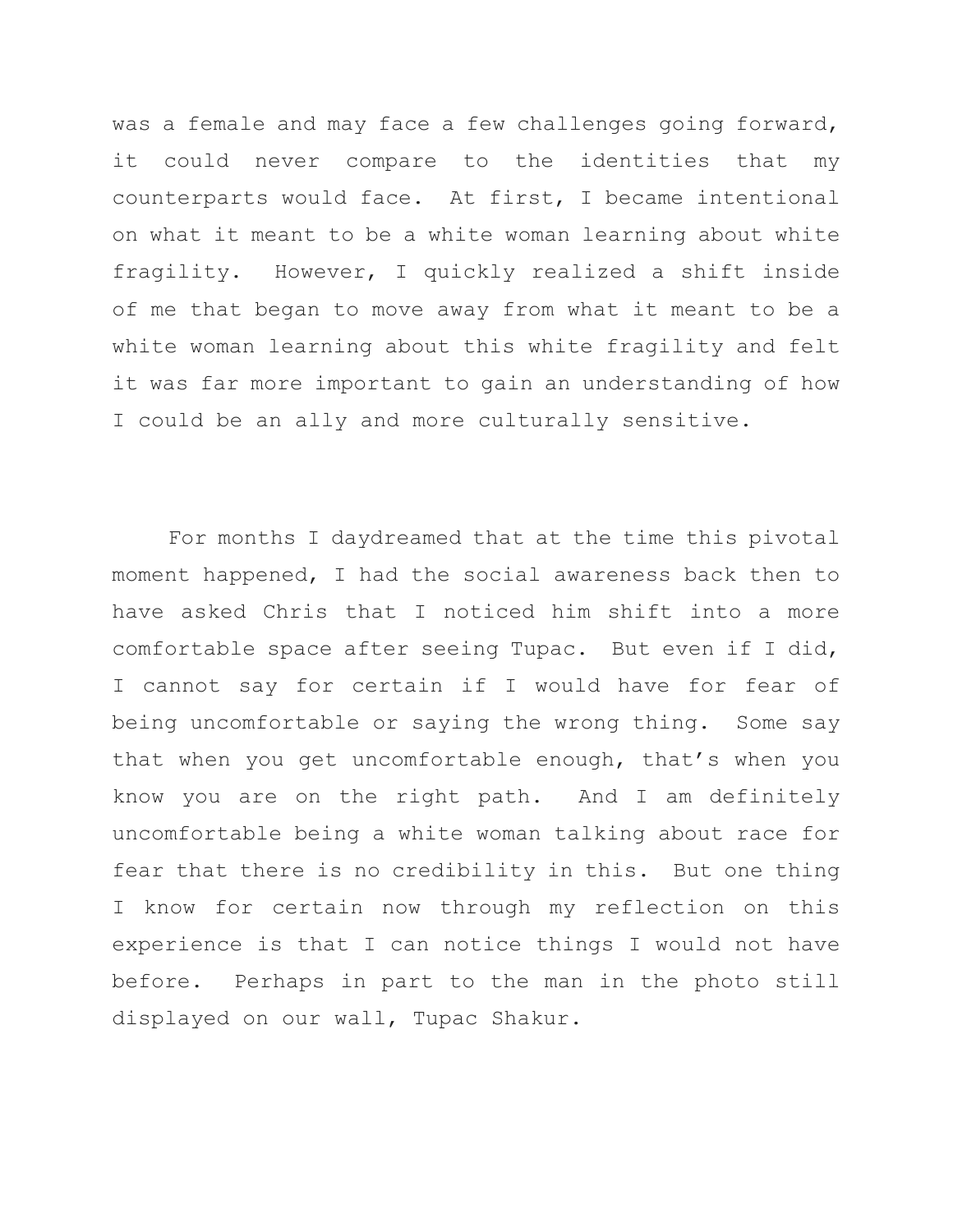was a female and may face a few challenges going forward, it could never compare to the identities that my counterparts would face. At first, I became intentional on what it meant to be a white woman learning about white fragility. However, I quickly realized a shift inside of me that began to move away from what it meant to be a white woman learning about this white fragility and felt it was far more important to gain an understanding of how I could be an ally and more culturally sensitive.

For months I daydreamed that at the time this pivotal moment happened, I had the social awareness back then to have asked Chris that I noticed him shift into a more comfortable space after seeing Tupac. But even if I did, I cannot say for certain if I would have for fear of being uncomfortable or saying the wrong thing. Some say that when you get uncomfortable enough, that's when you know you are on the right path. And I am definitely uncomfortable being a white woman talking about race for fear that there is no credibility in this. But one thing I know for certain now through my reflection on this experience is that I can notice things I would not have before. Perhaps in part to the man in the photo still displayed on our wall, Tupac Shakur.